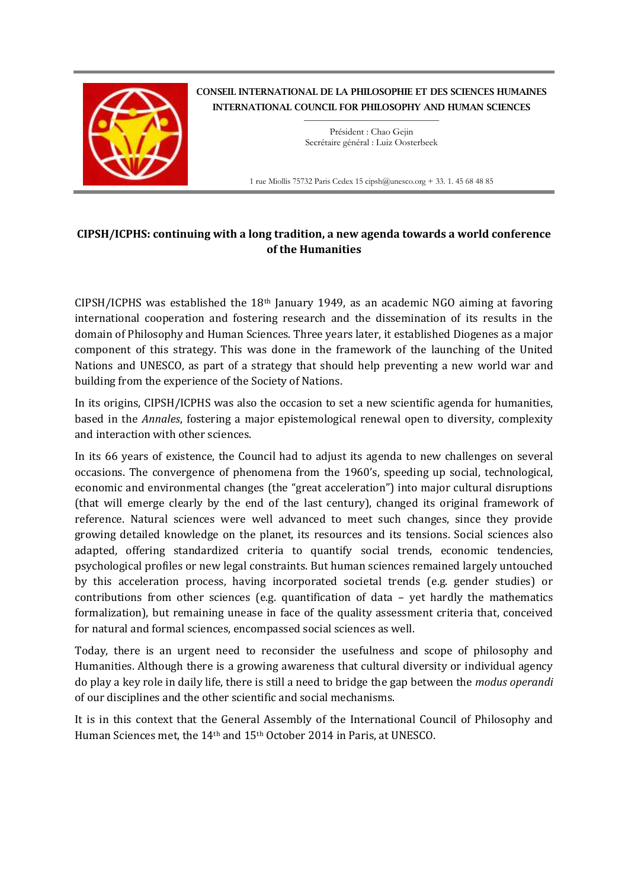**CONSEIL INTERNATIONAL DE LA PHILOSOPHIE ET DES SCIENCES HUMAINES**
**INTERNATIONAL COUNCIL FOR PHILOSOPHY AND HUMAN SCIENCES**

Président : Chao Gejin
Secrétaire général : Luiz Oosterbeek

1 rue Miollis 75732 Paris Cedex 15 cipsh@unesco.org + 33. 1. 45 68 48 85

## CIPSH/ICPHS: continuing with a long tradition, a new agenda towards a world conference of the Humanities

CIPSH/ICPHS was established the 18th January 1949, as an academic NGO aiming at favoring international cooperation and fostering research and the dissemination of its results in the domain of Philosophy and Human Sciences. Three years later, it established Diogenes as a major component of this strategy. This was done in the framework of the launching of the United Nations and UNESCO, as part of a strategy that should help preventing a new world war and building from the experience of the Society of Nations.

In its origins, CIPSH/ICPHS was also the occasion to set a new scientific agenda for humanities, based in the *Annales*, fostering a major epistemological renewal open to diversity, complexity and interaction with other sciences.

In its 66 years of existence, the Council had to adjust its agenda to new challenges on several occasions. The convergence of phenomena from the 1960's, speeding up social, technological, economic and environmental changes (the "great acceleration") into major cultural disruptions (that will emerge clearly by the end of the last century), changed its original framework of reference. Natural sciences were well advanced to meet such changes, since they provide growing detailed knowledge on the planet, its resources and its tensions. Social sciences also adapted, offering standardized criteria to quantify social trends, economic tendencies, psychological profiles or new legal constraints. But human sciences remained largely untouched by this acceleration process, having incorporated societal trends (e.g. gender studies) or contributions from other sciences (e.g. quantification of data – yet hardly the mathematics formalization), but remaining unease in face of the quality assessment criteria that, conceived for natural and formal sciences, encompassed social sciences as well.

Today, there is an urgent need to reconsider the usefulness and scope of philosophy and Humanities. Although there is a growing awareness that cultural diversity or individual agency do play a key role in daily life, there is still a need to bridge the gap between the *modus operandi* of our disciplines and the other scientific and social mechanisms.

It is in this context that the General Assembly of the International Council of Philosophy and Human Sciences met, the 14th and 15th October 2014 in Paris, at UNESCO.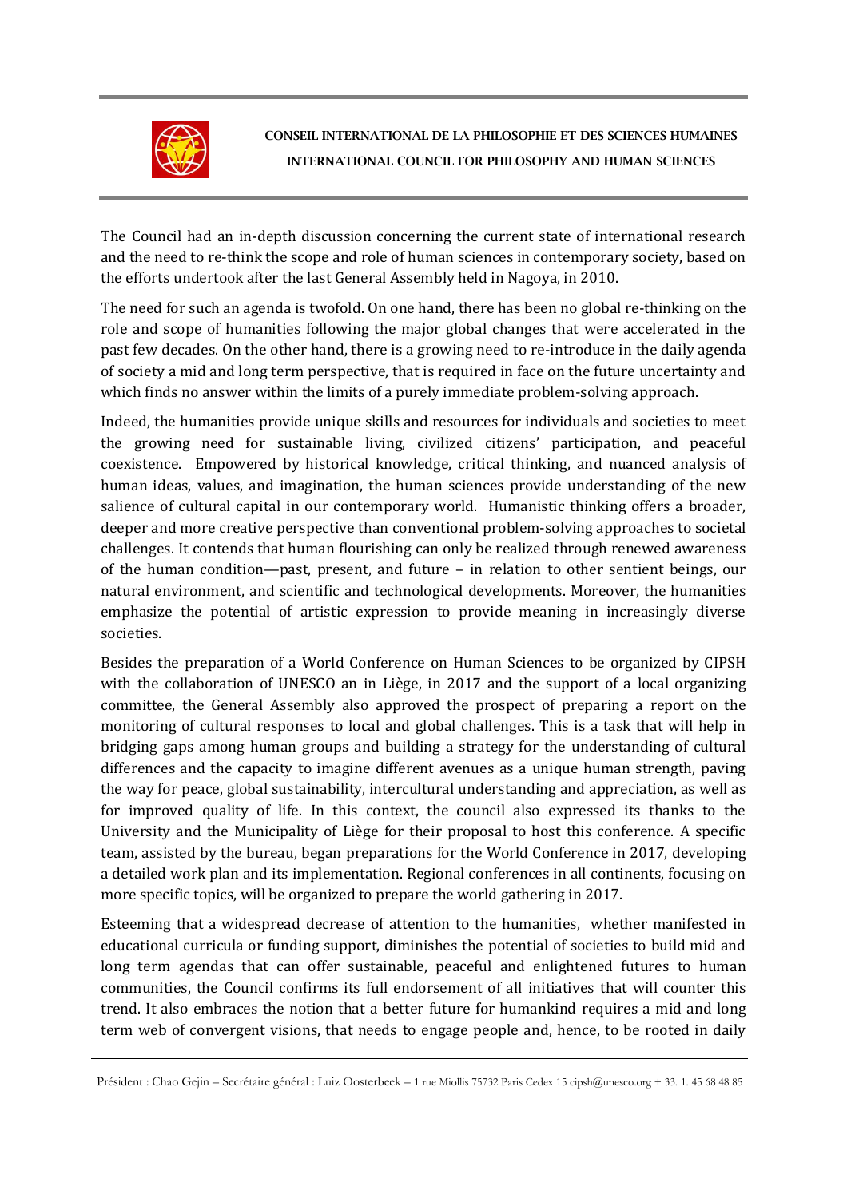The Council had an in-depth discussion concerning the current state of international research and the need to re-think the scope and role of human sciences in contemporary society, based on the efforts undertook after the last General Assembly held in Nagoya, in 2010.

The need for such an agenda is twofold. On one hand, there has been no global re-thinking on the role and scope of humanities following the major global changes that were accelerated in the past few decades. On the other hand, there is a growing need to re-introduce in the daily agenda of society a mid and long term perspective, that is required in face on the future uncertainty and which finds no answer within the limits of a purely immediate problem-solving approach.

Indeed, the humanities provide unique skills and resources for individuals and societies to meet the growing need for sustainable living, civilized citizens' participation, and peaceful coexistence. Empowered by historical knowledge, critical thinking, and nuanced analysis of human ideas, values, and imagination, the human sciences provide understanding of the new salience of cultural capital in our contemporary world. Humanistic thinking offers a broader, deeper and more creative perspective than conventional problem-solving approaches to societal challenges. It contends that human flourishing can only be realized through renewed awareness of the human condition—past, present, and future – in relation to other sentient beings, our natural environment, and scientific and technological developments. Moreover, the humanities emphasize the potential of artistic expression to provide meaning in increasingly diverse societies.

Besides the preparation of a World Conference on Human Sciences to be organized by CIPSH with the collaboration of UNESCO an in Liège, in 2017 and the support of a local organizing committee, the General Assembly also approved the prospect of preparing a report on the monitoring of cultural responses to local and global challenges. This is a task that will help in bridging gaps among human groups and building a strategy for the understanding of cultural differences and the capacity to imagine different avenues as a unique human strength, paving the way for peace, global sustainability, intercultural understanding and appreciation, as well as for improved quality of life. In this context, the council also expressed its thanks to the University and the Municipality of Liège for their proposal to host this conference. A specific team, assisted by the bureau, began preparations for the World Conference in 2017, developing a detailed work plan and its implementation. Regional conferences in all continents, focusing on more specific topics, will be organized to prepare the world gathering in 2017.

Esteeming that a widespread decrease of attention to the humanities, whether manifested in educational curricula or funding support, diminishes the potential of societies to build mid and long term agendas that can offer sustainable, peaceful and enlightened futures to human communities, the Council confirms its full endorsement of all initiatives that will counter this trend. It also embraces the notion that a better future for humankind requires a mid and long term web of convergent visions, that needs to engage people and, hence, to be rooted in daily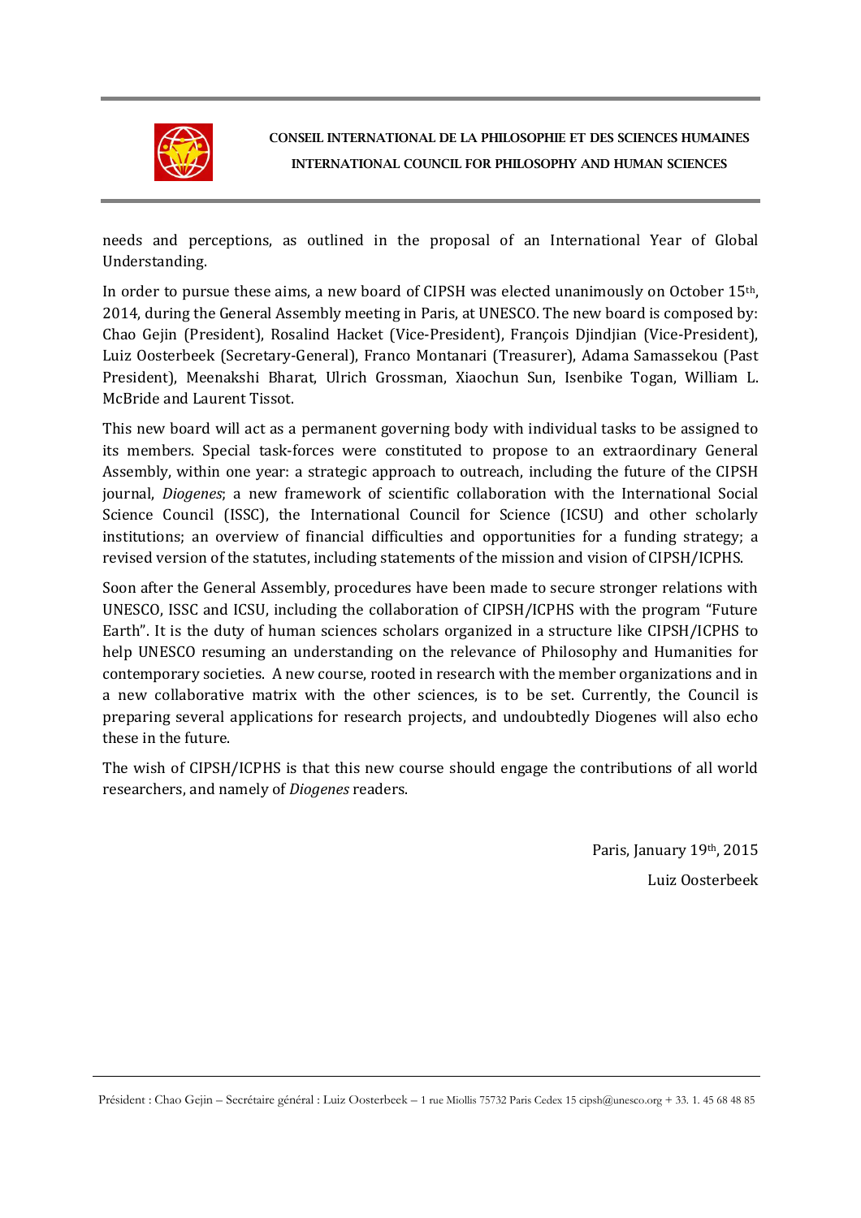needs and perceptions, as outlined in the proposal of an International Year of Global Understanding.

In order to pursue these aims, a new board of CIPSH was elected unanimously on October 15th, 2014, during the General Assembly meeting in Paris, at UNESCO. The new board is composed by: Chao Gejin (President), Rosalind Hacket (Vice-President), François Djindjian (Vice-President), Luiz Oosterbeek (Secretary-General), Franco Montanari (Treasurer), Adama Samassekou (Past President), Meenakshi Bharat, Ulrich Grossman, Xiaochun Sun, Isenbike Togan, William L. McBride and Laurent Tissot.

This new board will act as a permanent governing body with individual tasks to be assigned to its members. Special task-forces were constituted to propose to an extraordinary General Assembly, within one year: a strategic approach to outreach, including the future of the CIPSH journal, *Diogenes*; a new framework of scientific collaboration with the International Social Science Council (ISSC), the International Council for Science (ICSU) and other scholarly institutions; an overview of financial difficulties and opportunities for a funding strategy; a revised version of the statutes, including statements of the mission and vision of CIPSH/ICPHS.

Soon after the General Assembly, procedures have been made to secure stronger relations with UNESCO, ISSC and ICSU, including the collaboration of CIPSH/ICPHS with the program "Future Earth". It is the duty of human sciences scholars organized in a structure like CIPSH/ICPHS to help UNESCO resuming an understanding on the relevance of Philosophy and Humanities for contemporary societies. A new course, rooted in research with the member organizations and in a new collaborative matrix with the other sciences, is to be set. Currently, the Council is preparing several applications for research projects, and undoubtedly Diogenes will also echo these in the future.

The wish of CIPSH/ICPHS is that this new course should engage the contributions of all world researchers, and namely of *Diogenes* readers.

Paris, January 19th, 2015

Luiz Oosterbeek